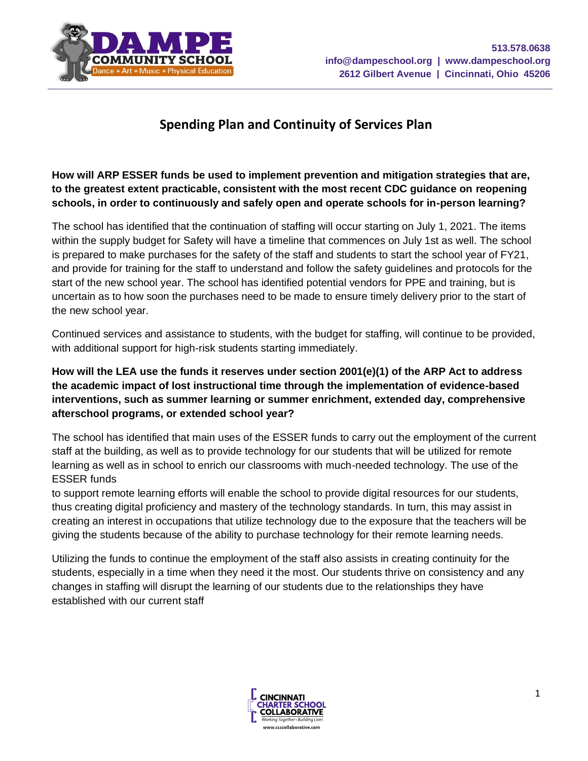DAMPE COMMUNITY SCHOOL
Dance * Art * Music * Physical Education

513.578.0638
info@dampeschool.org | www.dampeschool.org
2612 Gilbert Avenue | Cincinnati, Ohio 45206

# Spending Plan and Continuity of Services Plan

**How will ARP ESSER funds be used to implement prevention and mitigation strategies that are, to the greatest extent practicable, consistent with the most recent CDC guidance on reopening schools, in order to continuously and safely open and operate schools for in-person learning?**

The school has identified that the continuation of staffing will occur starting on July 1, 2021. The items within the supply budget for Safety will have a timeline that commences on July 1st as well. The school is prepared to make purchases for the safety of the staff and students to start the school year of FY21, and provide for training for the staff to understand and follow the safety guidelines and protocols for the start of the new school year. The school has identified potential vendors for PPE and training, but is uncertain as to how soon the purchases need to be made to ensure timely delivery prior to the start of the new school year.

Continued services and assistance to students, with the budget for staffing, will continue to be provided, with additional support for high-risk students starting immediately.

**How will the LEA use the funds it reserves under section 2001(e)(1) of the ARP Act to address the academic impact of lost instructional time through the implementation of evidence-based interventions, such as summer learning or summer enrichment, extended day, comprehensive afterschool programs, or extended school year?**

The school has identified that main uses of the ESSER funds to carry out the employment of the current staff at the building, as well as to provide technology for our students that will be utilized for remote learning as well as in school to enrich our classrooms with much-needed technology. The use of the ESSER funds to support remote learning efforts will enable the school to provide digital resources for our students, thus creating digital proficiency and mastery of the technology standards. In turn, this may assist in creating an interest in occupations that utilize technology due to the exposure that the teachers will be giving the students because of the ability to purchase technology for their remote learning needs.

Utilizing the funds to continue the employment of the staff also assists in creating continuity for the students, especially in a time when they need it the most. Our students thrive on consistency and any changes in staffing will disrupt the learning of our students due to the relationships they have established with our current staff

CINCINNATI CHARTER SCHOOL COLLABORATIVE
Working Together • Building Lives
www.ccscollaborative.com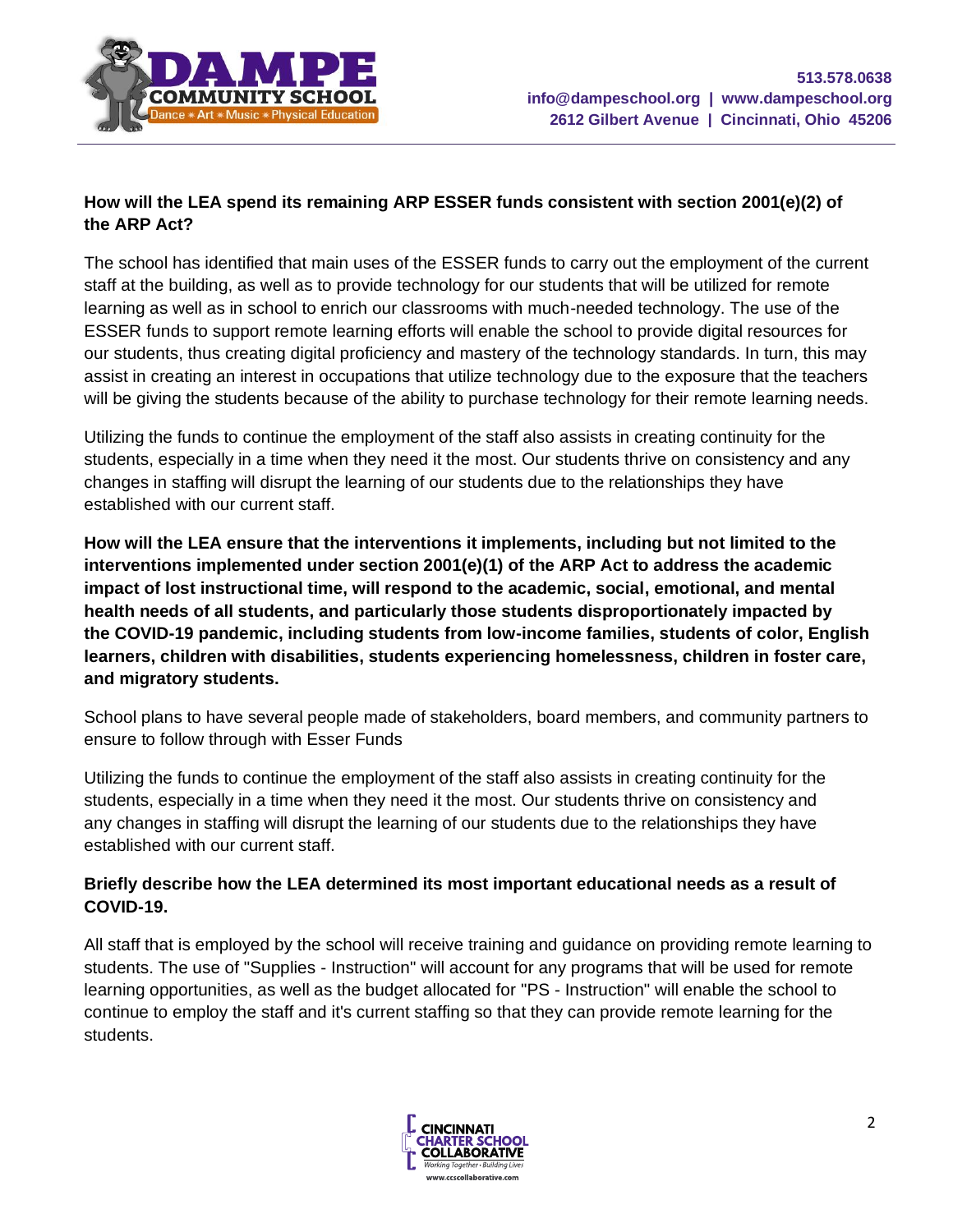**How will the LEA spend its remaining ARP ESSER funds consistent with section 2001(e)(2) of the ARP Act?**

The school has identified that main uses of the ESSER funds to carry out the employment of the current staff at the building, as well as to provide technology for our students that will be utilized for remote learning as well as in school to enrich our classrooms with much-needed technology. The use of the ESSER funds to support remote learning efforts will enable the school to provide digital resources for our students, thus creating digital proficiency and mastery of the technology standards. In turn, this may assist in creating an interest in occupations that utilize technology due to the exposure that the teachers will be giving the students because of the ability to purchase technology for their remote learning needs.

Utilizing the funds to continue the employment of the staff also assists in creating continuity for the students, especially in a time when they need it the most. Our students thrive on consistency and any changes in staffing will disrupt the learning of our students due to the relationships they have established with our current staff.

**How will the LEA ensure that the interventions it implements, including but not limited to the interventions implemented under section 2001(e)(1) of the ARP Act to address the academic impact of lost instructional time, will respond to the academic, social, emotional, and mental health needs of all students, and particularly those students disproportionately impacted by the COVID-19 pandemic, including students from low-income families, students of color, English learners, children with disabilities, students experiencing homelessness, children in foster care, and migratory students.**

School plans to have several people made of stakeholders, board members, and community partners to ensure to follow through with Esser Funds

Utilizing the funds to continue the employment of the staff also assists in creating continuity for the students, especially in a time when they need it the most. Our students thrive on consistency and any changes in staffing will disrupt the learning of our students due to the relationships they have established with our current staff.

**Briefly describe how the LEA determined its most important educational needs as a result of COVID-19.**

All staff that is employed by the school will receive training and guidance on providing remote learning to students. The use of "Supplies - Instruction" will account for any programs that will be used for remote learning opportunities, as well as the budget allocated for "PS - Instruction" will enable the school to continue to employ the staff and it's current staffing so that they can provide remote learning for the students.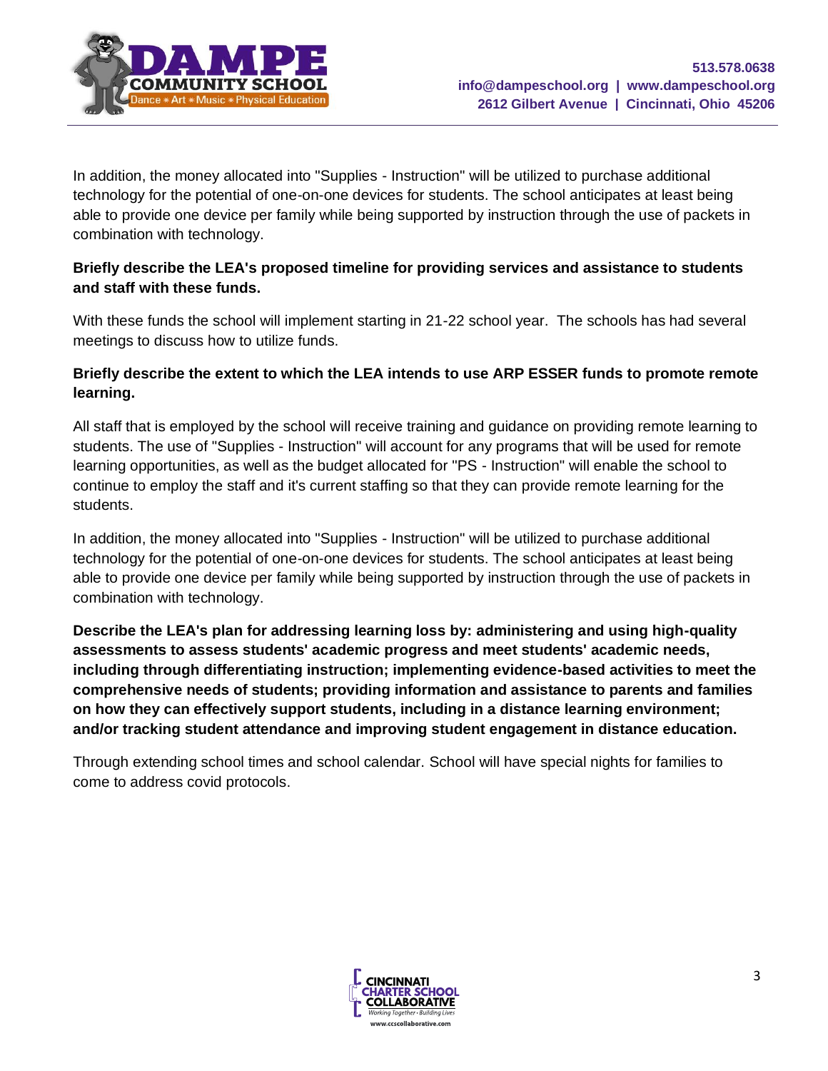In addition, the money allocated into "Supplies - Instruction" will be utilized to purchase additional technology for the potential of one-on-one devices for students. The school anticipates at least being able to provide one device per family while being supported by instruction through the use of packets in combination with technology.

**Briefly describe the LEA's proposed timeline for providing services and assistance to students and staff with these funds.**

With these funds the school will implement starting in 21-22 school year. The schools has had several meetings to discuss how to utilize funds.

**Briefly describe the extent to which the LEA intends to use ARP ESSER funds to promote remote learning.**

All staff that is employed by the school will receive training and guidance on providing remote learning to students. The use of "Supplies - Instruction" will account for any programs that will be used for remote learning opportunities, as well as the budget allocated for "PS - Instruction" will enable the school to continue to employ the staff and it's current staffing so that they can provide remote learning for the students.

In addition, the money allocated into "Supplies - Instruction" will be utilized to purchase additional technology for the potential of one-on-one devices for students. The school anticipates at least being able to provide one device per family while being supported by instruction through the use of packets in combination with technology.

**Describe the LEA's plan for addressing learning loss by: administering and using high-quality assessments to assess students' academic progress and meet students' academic needs, including through differentiating instruction; implementing evidence-based activities to meet the comprehensive needs of students; providing information and assistance to parents and families on how they can effectively support students, including in a distance learning environment; and/or tracking student attendance and improving student engagement in distance education.**

Through extending school times and school calendar. School will have special nights for families to come to address covid protocols.